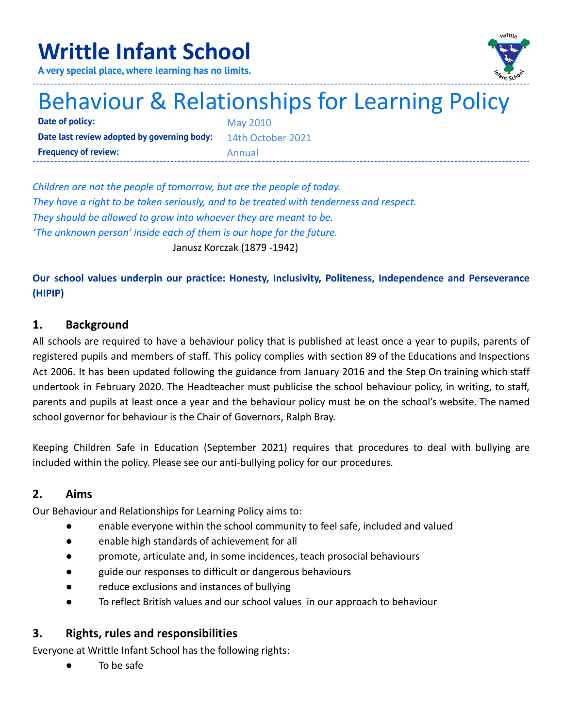# Writtle Infant School

**A very special place, where learning has no limits.**

# Behaviour & Relationships for Learning Policy

| | |
|---|---|
| **Date of policy:** | May 2010 |
| **Date last review adopted by governing body:** | 14th October 2021 |
| **Frequency of review:** | Annual |

*Children are not the people of tomorrow, but are the people of today.*
*They have a right to be taken seriously, and to be treated with tenderness and respect.*
*They should be allowed to grow into whoever they are meant to be.*
*'The unknown person' inside each of them is our hope for the future.*

Janusz Korczak (1879 -1942)

**Our school values underpin our practice: Honesty, Inclusivity, Politeness, Independence and Perseverance (HIPIP)**

## 1. Background

All schools are required to have a behaviour policy that is published at least once a year to pupils, parents of registered pupils and members of staff. This policy complies with section 89 of the Educations and Inspections Act 2006. It has been updated following the guidance from January 2016 and the Step On training which staff undertook in February 2020. The Headteacher must publicise the school behaviour policy, in writing, to staff, parents and pupils at least once a year and the behaviour policy must be on the school's website. The named school governor for behaviour is the Chair of Governors, Ralph Bray.

Keeping Children Safe in Education (September 2021) requires that procedures to deal with bullying are included within the policy. Please see our anti-bullying policy for our procedures.

## 2. Aims

Our Behaviour and Relationships for Learning Policy aims to:

- enable everyone within the school community to feel safe, included and valued
- enable high standards of achievement for all
- promote, articulate and, in some incidences, teach prosocial behaviours
- guide our responses to difficult or dangerous behaviours
- reduce exclusions and instances of bullying
- To reflect British values and our school values in our approach to behaviour

## 3. Rights, rules and responsibilities

Everyone at Writtle Infant School has the following rights:

- To be safe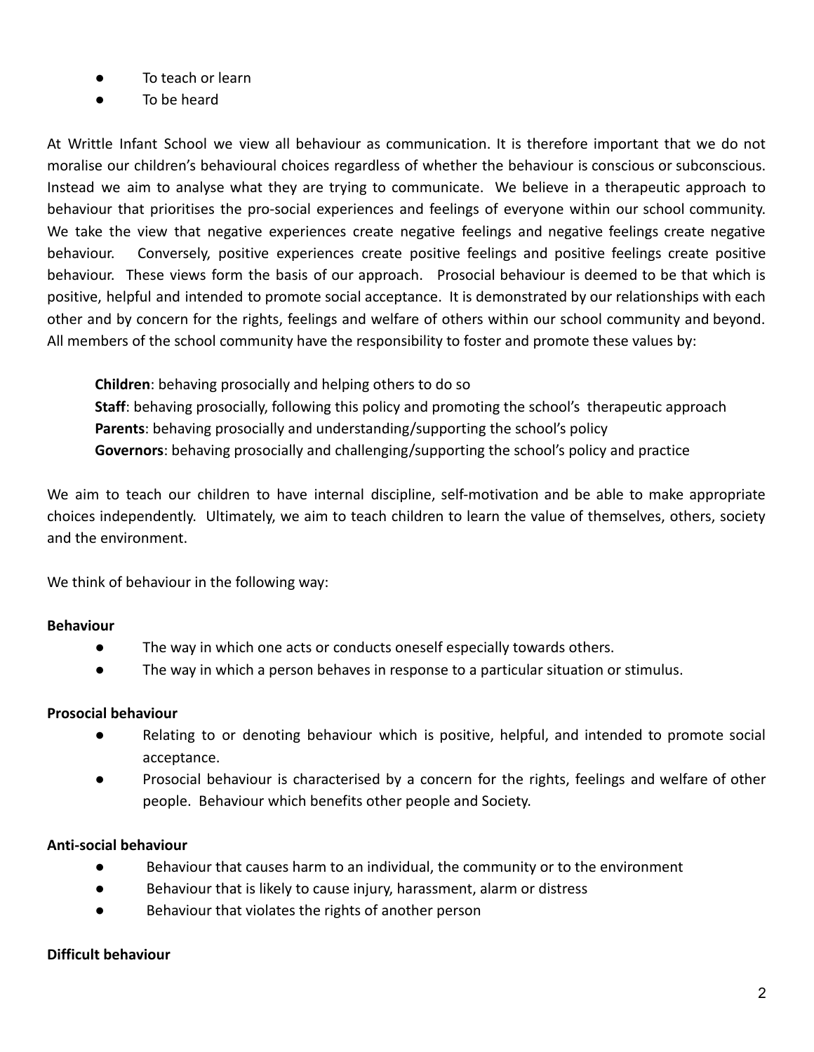- To teach or learn
- To be heard

At Writtle Infant School we view all behaviour as communication. It is therefore important that we do not moralise our children's behavioural choices regardless of whether the behaviour is conscious or subconscious. Instead we aim to analyse what they are trying to communicate. We believe in a therapeutic approach to behaviour that prioritises the pro-social experiences and feelings of everyone within our school community. We take the view that negative experiences create negative feelings and negative feelings create negative behaviour. Conversely, positive experiences create positive feelings and positive feelings create positive behaviour. These views form the basis of our approach. Prosocial behaviour is deemed to be that which is positive, helpful and intended to promote social acceptance. It is demonstrated by our relationships with each other and by concern for the rights, feelings and welfare of others within our school community and beyond. All members of the school community have the responsibility to foster and promote these values by:

**Children**: behaving prosocially and helping others to do so
**Staff**: behaving prosocially, following this policy and promoting the school's therapeutic approach
**Parents**: behaving prosocially and understanding/supporting the school's policy
**Governors**: behaving prosocially and challenging/supporting the school's policy and practice

We aim to teach our children to have internal discipline, self-motivation and be able to make appropriate choices independently. Ultimately, we aim to teach children to learn the value of themselves, others, society and the environment.

We think of behaviour in the following way:

**Behaviour**

- The way in which one acts or conducts oneself especially towards others.
- The way in which a person behaves in response to a particular situation or stimulus.

**Prosocial behaviour**

- Relating to or denoting behaviour which is positive, helpful, and intended to promote social acceptance.
- Prosocial behaviour is characterised by a concern for the rights, feelings and welfare of other people. Behaviour which benefits other people and Society.

**Anti-social behaviour**

- Behaviour that causes harm to an individual, the community or to the environment
- Behaviour that is likely to cause injury, harassment, alarm or distress
- Behaviour that violates the rights of another person

**Difficult behaviour**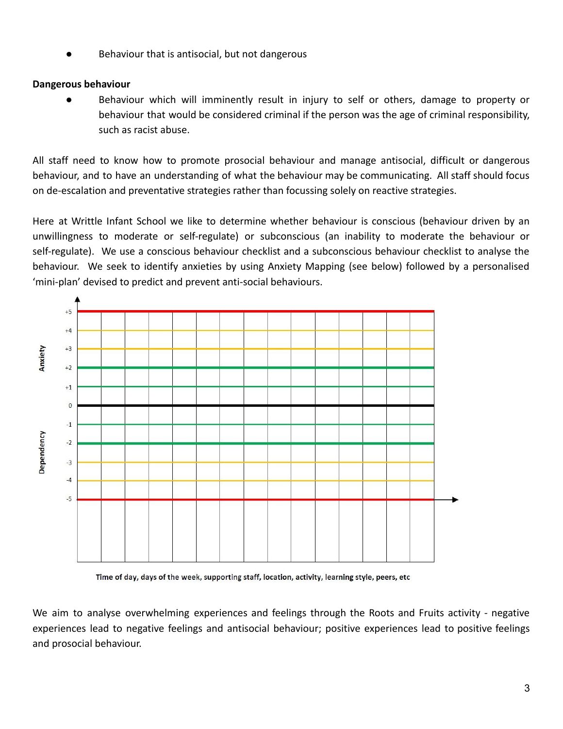- Behaviour that is antisocial, but not dangerous

**Dangerous behaviour**

- Behaviour which will imminently result in injury to self or others, damage to property or behaviour that would be considered criminal if the person was the age of criminal responsibility, such as racist abuse.

All staff need to know how to promote prosocial behaviour and manage antisocial, difficult or dangerous behaviour, and to have an understanding of what the behaviour may be communicating. All staff should focus on de-escalation and preventative strategies rather than focussing solely on reactive strategies.

Here at Writtle Infant School we like to determine whether behaviour is conscious (behaviour driven by an unwillingness to moderate or self-regulate) or subconscious (an inability to moderate the behaviour or self-regulate). We use a conscious behaviour checklist and a subconscious behaviour checklist to analyse the behaviour. We seek to identify anxieties by using Anxiety Mapping (see below) followed by a personalised 'mini-plan' devised to predict and prevent anti-social behaviours.

Anxiety (+1 to +5) / Dependency (-1 to -5)

**Time of day, days of the week, supporting staff, location, activity, learning style, peers, etc**

We aim to analyse overwhelming experiences and feelings through the Roots and Fruits activity - negative experiences lead to negative feelings and antisocial behaviour; positive experiences lead to positive feelings and prosocial behaviour.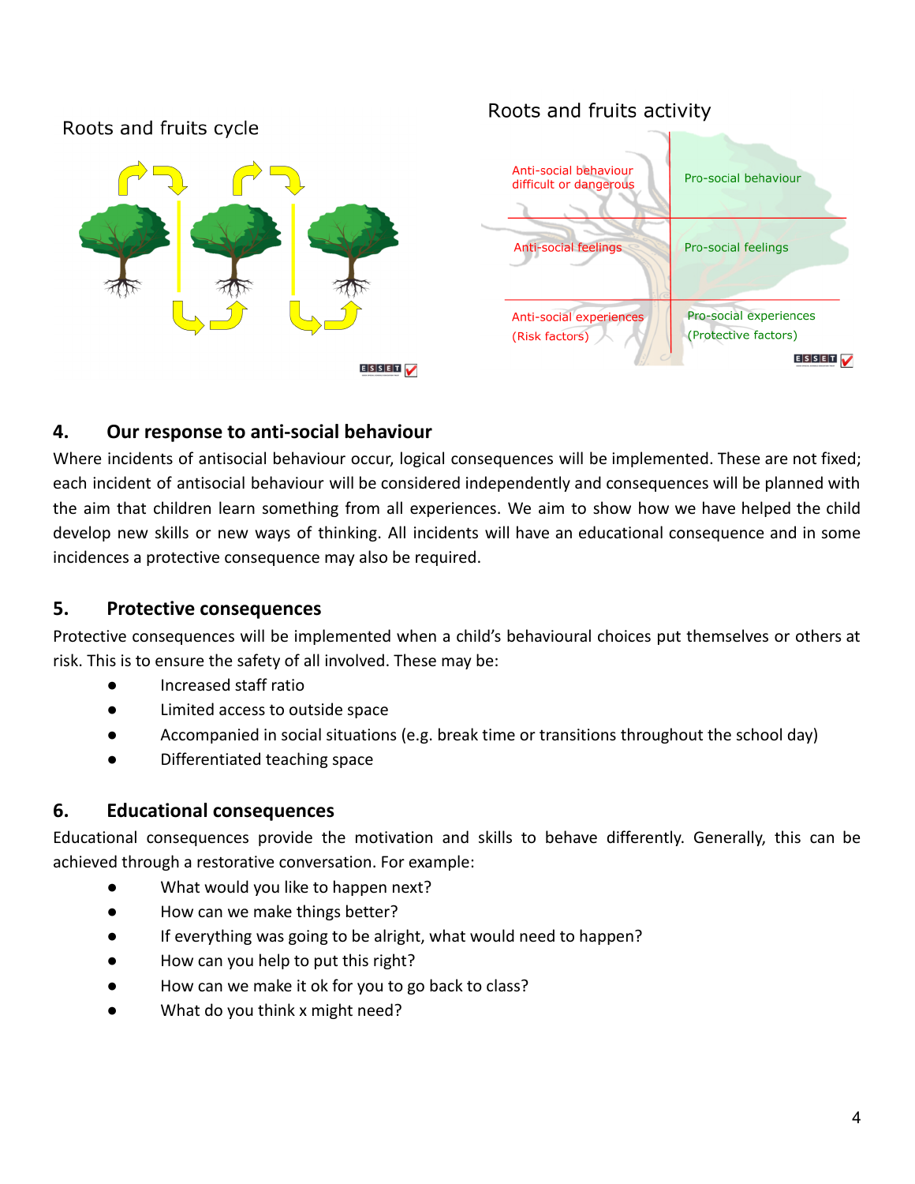Roots and fruits cycle

Roots and fruits activity

| Anti-social behaviour difficult or dangerous | Pro-social behaviour |
| --- | --- |
| Anti-social feelings | Pro-social feelings |
| Anti-social experiences (Risk factors) | Pro-social experiences (Protective factors) |

## 4. Our response to anti-social behaviour

Where incidents of antisocial behaviour occur, logical consequences will be implemented. These are not fixed; each incident of antisocial behaviour will be considered independently and consequences will be planned with the aim that children learn something from all experiences. We aim to show how we have helped the child develop new skills or new ways of thinking. All incidents will have an educational consequence and in some incidences a protective consequence may also be required.

## 5. Protective consequences

Protective consequences will be implemented when a child's behavioural choices put themselves or others at risk. This is to ensure the safety of all involved. These may be:

- Increased staff ratio
- Limited access to outside space
- Accompanied in social situations (e.g. break time or transitions throughout the school day)
- Differentiated teaching space

## 6. Educational consequences

Educational consequences provide the motivation and skills to behave differently. Generally, this can be achieved through a restorative conversation. For example:

- What would you like to happen next?
- How can we make things better?
- If everything was going to be alright, what would need to happen?
- How can you help to put this right?
- How can we make it ok for you to go back to class?
- What do you think x might need?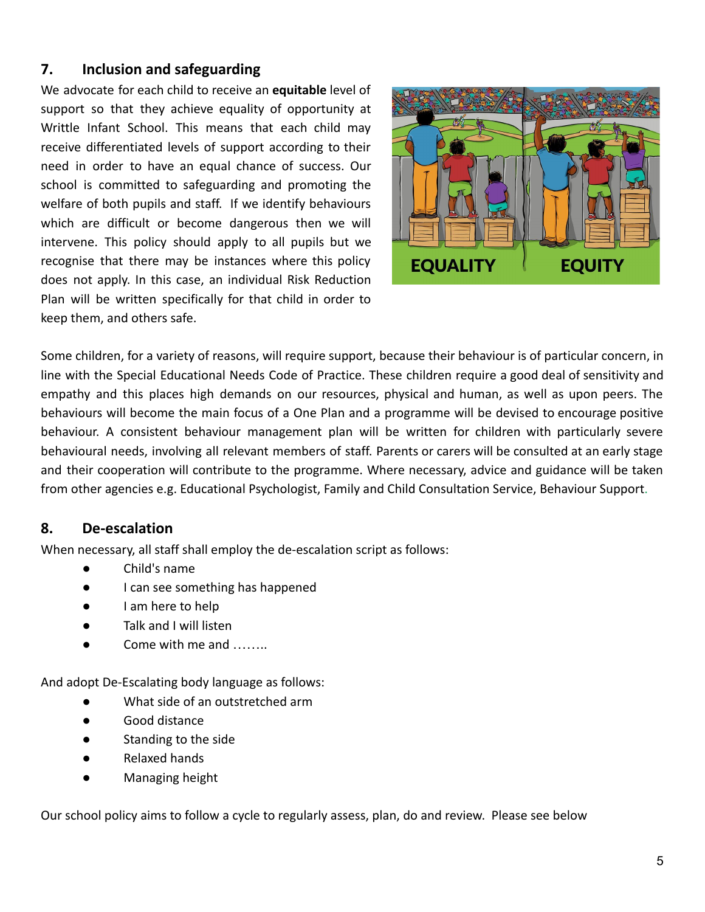## 7. Inclusion and safeguarding

We advocate for each child to receive an **equitable** level of support so that they achieve equality of opportunity at Writtle Infant School. This means that each child may receive differentiated levels of support according to their need in order to have an equal chance of success. Our school is committed to safeguarding and promoting the welfare of both pupils and staff. If we identify behaviours which are difficult or become dangerous then we will intervene. This policy should apply to all pupils but we recognise that there may be instances where this policy does not apply. In this case, an individual Risk Reduction Plan will be written specifically for that child in order to keep them, and others safe.

Some children, for a variety of reasons, will require support, because their behaviour is of particular concern, in line with the Special Educational Needs Code of Practice. These children require a good deal of sensitivity and empathy and this places high demands on our resources, physical and human, as well as upon peers. The behaviours will become the main focus of a One Plan and a programme will be devised to encourage positive behaviour. A consistent behaviour management plan will be written for children with particularly severe behavioural needs, involving all relevant members of staff. Parents or carers will be consulted at an early stage and their cooperation will contribute to the programme. Where necessary, advice and guidance will be taken from other agencies e.g. Educational Psychologist, Family and Child Consultation Service, Behaviour Support.

## 8. De-escalation

When necessary, all staff shall employ the de-escalation script as follows:

- Child's name
- I can see something has happened
- I am here to help
- Talk and I will listen
- Come with me and ……..

And adopt De-Escalating body language as follows:

- What side of an outstretched arm
- Good distance
- Standing to the side
- Relaxed hands
- Managing height

Our school policy aims to follow a cycle to regularly assess, plan, do and review. Please see below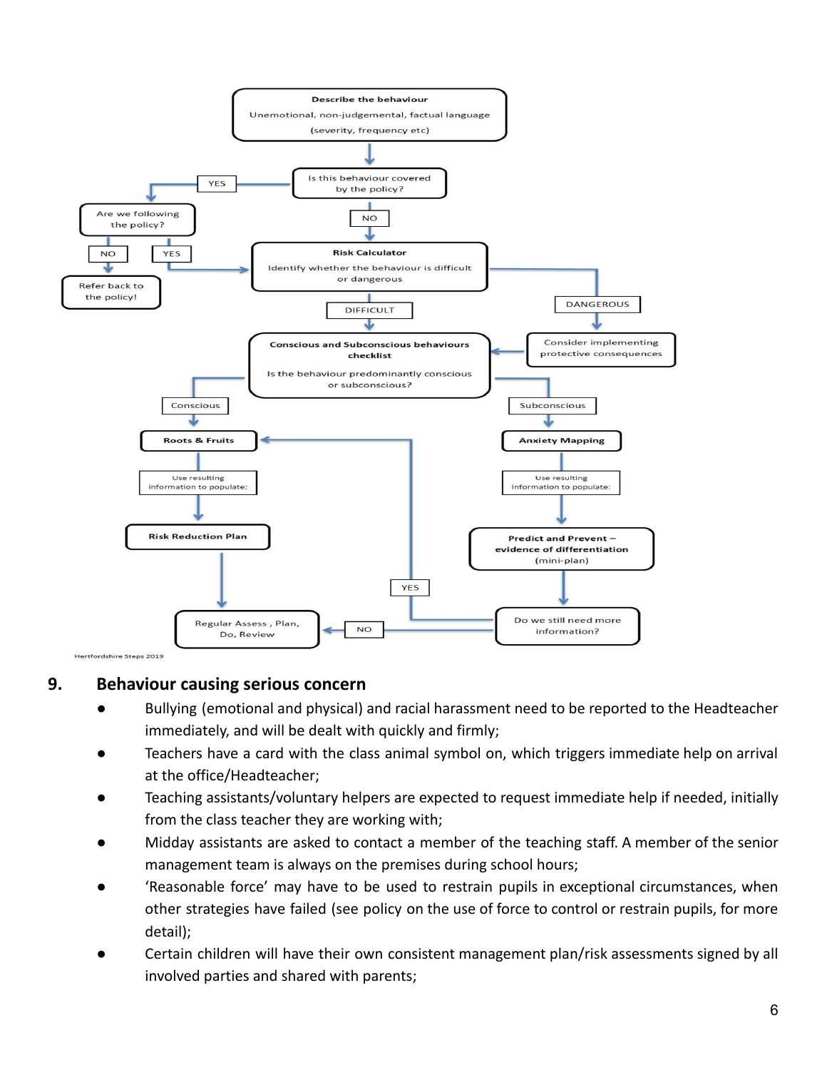Describe the behaviour

Unemotional, non-judgemental, factual language

(severity, frequency etc)

Is this behaviour covered by the policy?

YES

Are we following the policy?

NO

Refer back to the policy!

YES

NO

Risk Calculator

Identify whether the behaviour is difficult or dangerous

DIFFICULT

DANGEROUS

Consider implementing protective consequences

Conscious and Subconscious behaviours checklist

Is the behaviour predominantly conscious or subconscious?

Conscious

Roots & Fruits

Use resulting information to populate:

Risk Reduction Plan

Regular Assess , Plan, Do, Review

Subconscious

Anxiety Mapping

Use resulting information to populate:

Predict and Prevent – evidence of differentiation (mini-plan)

Do we still need more information?

YES

NO

Hertfordshire Steps 2019

## 9. Behaviour causing serious concern

- Bullying (emotional and physical) and racial harassment need to be reported to the Headteacher immediately, and will be dealt with quickly and firmly;
- Teachers have a card with the class animal symbol on, which triggers immediate help on arrival at the office/Headteacher;
- Teaching assistants/voluntary helpers are expected to request immediate help if needed, initially from the class teacher they are working with;
- Midday assistants are asked to contact a member of the teaching staff. A member of the senior management team is always on the premises during school hours;
- 'Reasonable force' may have to be used to restrain pupils in exceptional circumstances, when other strategies have failed (see policy on the use of force to control or restrain pupils, for more detail);
- Certain children will have their own consistent management plan/risk assessments signed by all involved parties and shared with parents;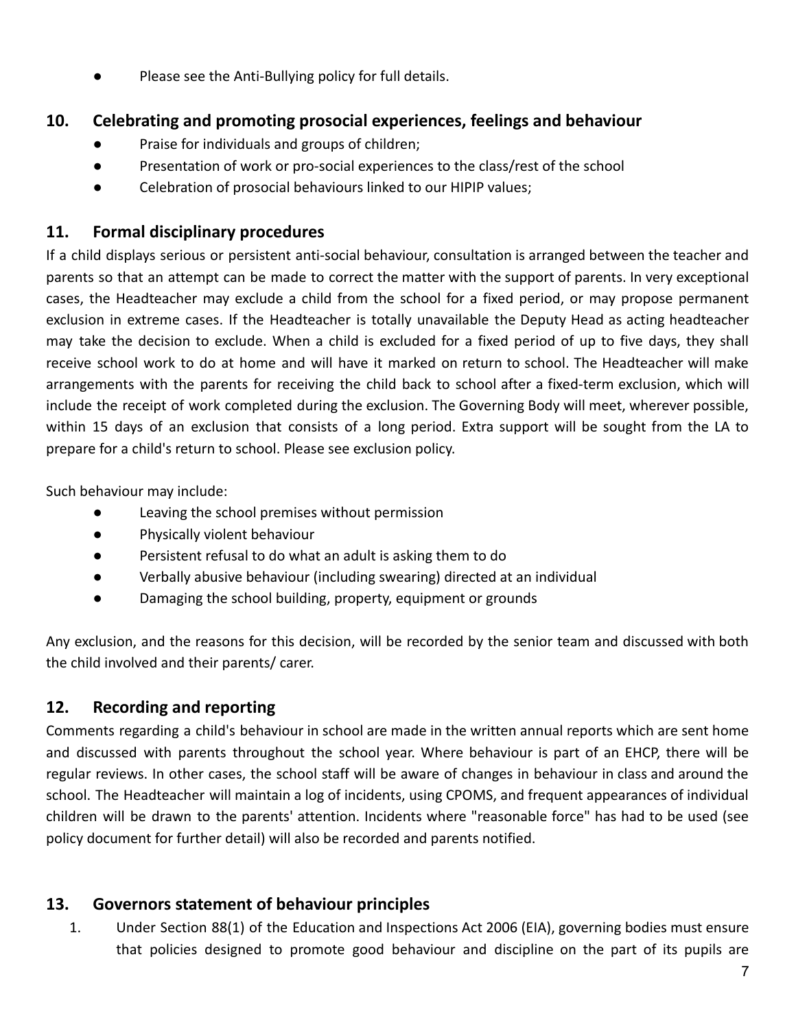- Please see the Anti-Bullying policy for full details.

## 10. Celebrating and promoting prosocial experiences, feelings and behaviour

- Praise for individuals and groups of children;
- Presentation of work or pro-social experiences to the class/rest of the school
- Celebration of prosocial behaviours linked to our HIPIP values;

## 11. Formal disciplinary procedures

If a child displays serious or persistent anti-social behaviour, consultation is arranged between the teacher and parents so that an attempt can be made to correct the matter with the support of parents. In very exceptional cases, the Headteacher may exclude a child from the school for a fixed period, or may propose permanent exclusion in extreme cases. If the Headteacher is totally unavailable the Deputy Head as acting headteacher may take the decision to exclude. When a child is excluded for a fixed period of up to five days, they shall receive school work to do at home and will have it marked on return to school. The Headteacher will make arrangements with the parents for receiving the child back to school after a fixed-term exclusion, which will include the receipt of work completed during the exclusion. The Governing Body will meet, wherever possible, within 15 days of an exclusion that consists of a long period. Extra support will be sought from the LA to prepare for a child's return to school. Please see exclusion policy.

Such behaviour may include:

- Leaving the school premises without permission
- Physically violent behaviour
- Persistent refusal to do what an adult is asking them to do
- Verbally abusive behaviour (including swearing) directed at an individual
- Damaging the school building, property, equipment or grounds

Any exclusion, and the reasons for this decision, will be recorded by the senior team and discussed with both the child involved and their parents/ carer.

## 12. Recording and reporting

Comments regarding a child's behaviour in school are made in the written annual reports which are sent home and discussed with parents throughout the school year. Where behaviour is part of an EHCP, there will be regular reviews. In other cases, the school staff will be aware of changes in behaviour in class and around the school. The Headteacher will maintain a log of incidents, using CPOMS, and frequent appearances of individual children will be drawn to the parents' attention. Incidents where "reasonable force" has had to be used (see policy document for further detail) will also be recorded and parents notified.

## 13. Governors statement of behaviour principles

1. Under Section 88(1) of the Education and Inspections Act 2006 (EIA), governing bodies must ensure that policies designed to promote good behaviour and discipline on the part of its pupils are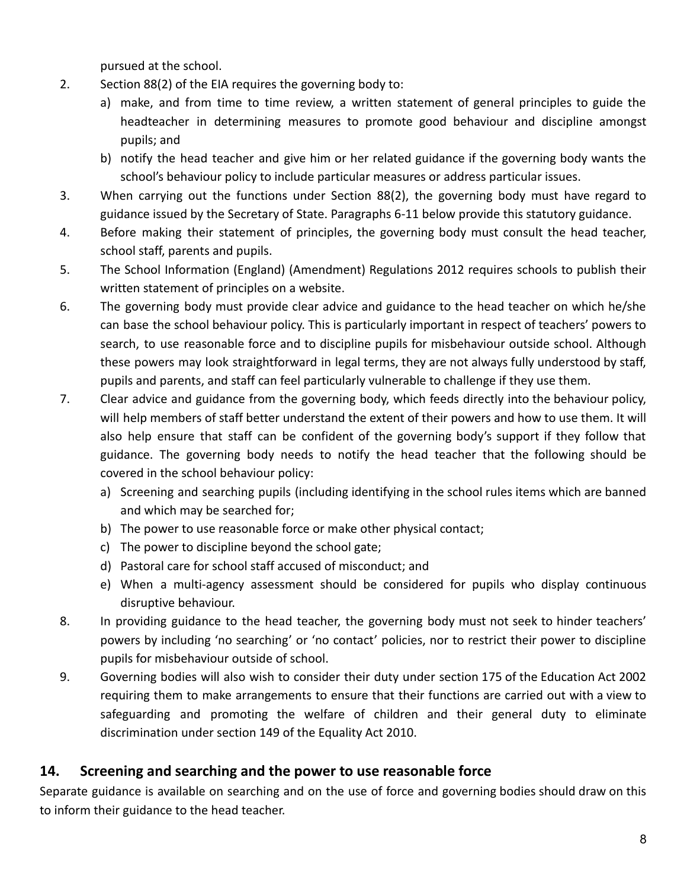pursued at the school.

2. Section 88(2) of the EIA requires the governing body to:
   a) make, and from time to time review, a written statement of general principles to guide the headteacher in determining measures to promote good behaviour and discipline amongst pupils; and
   b) notify the head teacher and give him or her related guidance if the governing body wants the school's behaviour policy to include particular measures or address particular issues.
3. When carrying out the functions under Section 88(2), the governing body must have regard to guidance issued by the Secretary of State. Paragraphs 6-11 below provide this statutory guidance.
4. Before making their statement of principles, the governing body must consult the head teacher, school staff, parents and pupils.
5. The School Information (England) (Amendment) Regulations 2012 requires schools to publish their written statement of principles on a website.
6. The governing body must provide clear advice and guidance to the head teacher on which he/she can base the school behaviour policy. This is particularly important in respect of teachers' powers to search, to use reasonable force and to discipline pupils for misbehaviour outside school. Although these powers may look straightforward in legal terms, they are not always fully understood by staff, pupils and parents, and staff can feel particularly vulnerable to challenge if they use them.
7. Clear advice and guidance from the governing body, which feeds directly into the behaviour policy, will help members of staff better understand the extent of their powers and how to use them. It will also help ensure that staff can be confident of the governing body's support if they follow that guidance. The governing body needs to notify the head teacher that the following should be covered in the school behaviour policy:
   a) Screening and searching pupils (including identifying in the school rules items which are banned and which may be searched for;
   b) The power to use reasonable force or make other physical contact;
   c) The power to discipline beyond the school gate;
   d) Pastoral care for school staff accused of misconduct; and
   e) When a multi-agency assessment should be considered for pupils who display continuous disruptive behaviour.
8. In providing guidance to the head teacher, the governing body must not seek to hinder teachers' powers by including 'no searching' or 'no contact' policies, nor to restrict their power to discipline pupils for misbehaviour outside of school.
9. Governing bodies will also wish to consider their duty under section 175 of the Education Act 2002 requiring them to make arrangements to ensure that their functions are carried out with a view to safeguarding and promoting the welfare of children and their general duty to eliminate discrimination under section 149 of the Equality Act 2010.

## 14. Screening and searching and the power to use reasonable force

Separate guidance is available on searching and on the use of force and governing bodies should draw on this to inform their guidance to the head teacher.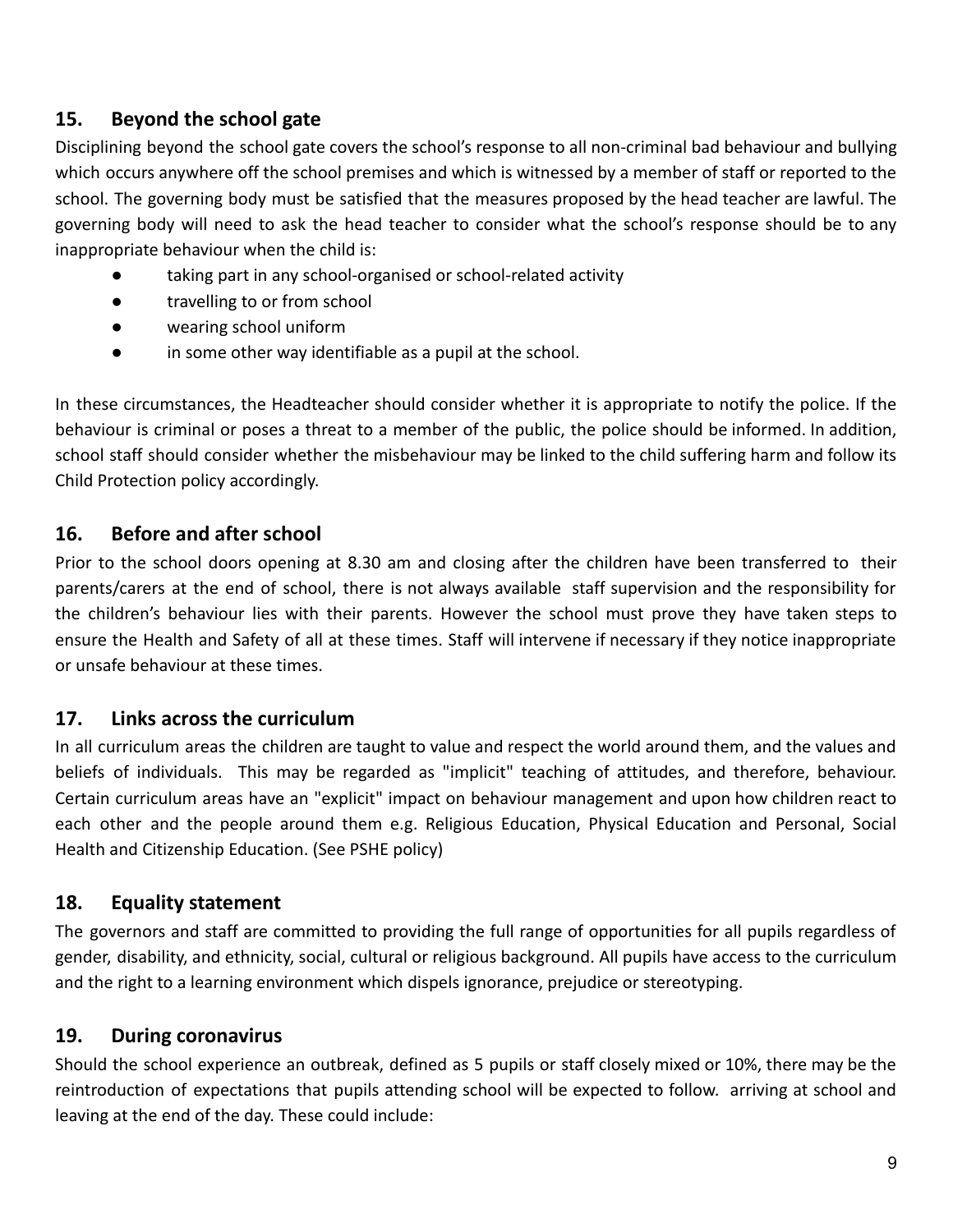## 15. Beyond the school gate

Disciplining beyond the school gate covers the school's response to all non-criminal bad behaviour and bullying which occurs anywhere off the school premises and which is witnessed by a member of staff or reported to the school. The governing body must be satisfied that the measures proposed by the head teacher are lawful. The governing body will need to ask the head teacher to consider what the school's response should be to any inappropriate behaviour when the child is:

- taking part in any school-organised or school-related activity
- travelling to or from school
- wearing school uniform
- in some other way identifiable as a pupil at the school.

In these circumstances, the Headteacher should consider whether it is appropriate to notify the police. If the behaviour is criminal or poses a threat to a member of the public, the police should be informed. In addition, school staff should consider whether the misbehaviour may be linked to the child suffering harm and follow its Child Protection policy accordingly.

## 16. Before and after school

Prior to the school doors opening at 8.30 am and closing after the children have been transferred to their parents/carers at the end of school, there is not always available staff supervision and the responsibility for the children's behaviour lies with their parents. However the school must prove they have taken steps to ensure the Health and Safety of all at these times. Staff will intervene if necessary if they notice inappropriate or unsafe behaviour at these times.

## 17. Links across the curriculum

In all curriculum areas the children are taught to value and respect the world around them, and the values and beliefs of individuals. This may be regarded as "implicit" teaching of attitudes, and therefore, behaviour. Certain curriculum areas have an "explicit" impact on behaviour management and upon how children react to each other and the people around them e.g. Religious Education, Physical Education and Personal, Social Health and Citizenship Education. (See PSHE policy)

## 18. Equality statement

The governors and staff are committed to providing the full range of opportunities for all pupils regardless of gender, disability, and ethnicity, social, cultural or religious background. All pupils have access to the curriculum and the right to a learning environment which dispels ignorance, prejudice or stereotyping.

## 19. During coronavirus

Should the school experience an outbreak, defined as 5 pupils or staff closely mixed or 10%, there may be the reintroduction of expectations that pupils attending school will be expected to follow. arriving at school and leaving at the end of the day. These could include: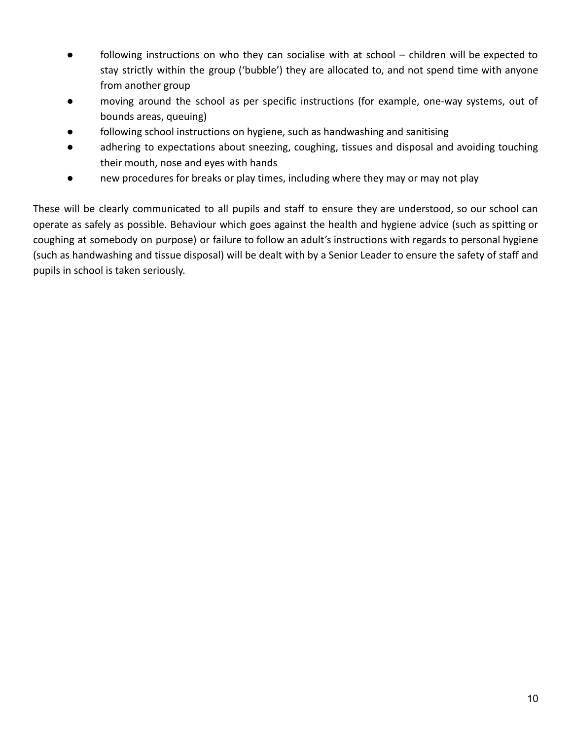- following instructions on who they can socialise with at school – children will be expected to stay strictly within the group ('bubble') they are allocated to, and not spend time with anyone from another group
- moving around the school as per specific instructions (for example, one-way systems, out of bounds areas, queuing)
- following school instructions on hygiene, such as handwashing and sanitising
- adhering to expectations about sneezing, coughing, tissues and disposal and avoiding touching their mouth, nose and eyes with hands
- new procedures for breaks or play times, including where they may or may not play

These will be clearly communicated to all pupils and staff to ensure they are understood, so our school can operate as safely as possible. Behaviour which goes against the health and hygiene advice (such as spitting or coughing at somebody on purpose) or failure to follow an adult's instructions with regards to personal hygiene (such as handwashing and tissue disposal) will be dealt with by a Senior Leader to ensure the safety of staff and pupils in school is taken seriously.